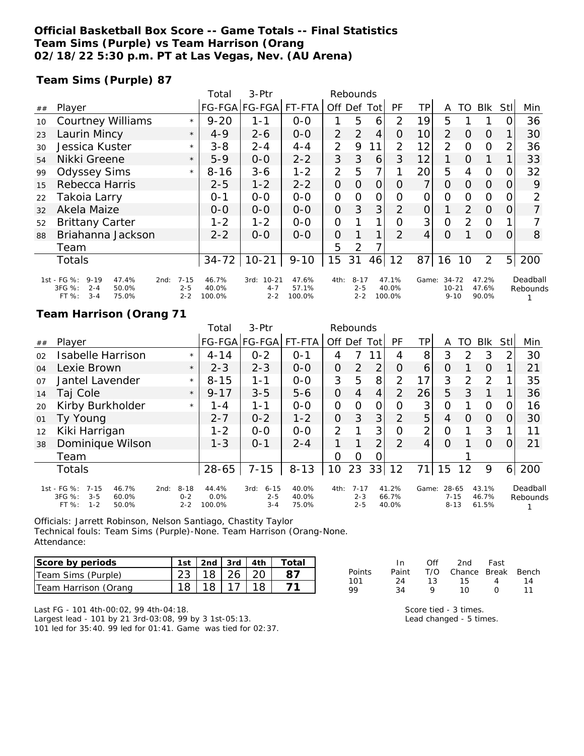**Official Basketball Box Score -- Game Totals -- Final Statistics**
**Team Sims (Purple) vs Team Harrison (Orang**
**02/18/22 5:30 p.m. PT at Las Vegas, Nev. (AU Arena)**

**Team Sims (Purple) 87**

| ## | Player | | Total FG-FGA | 3-Ptr FG-FGA | FT-FTA | Rebounds Off | Def | Tot | PF | TP | A | TO | Blk | Stl | Min |
|---|---|---|---|---|---|---|---|---|---|---|---|---|---|---|---|
| 10 | Courtney Williams | * | 9-20 | 1-1 | 0-0 | 1 | 5 | 6 | 2 | 19 | 5 | 1 | 1 | 0 | 36 |
| 23 | Laurin Mincy | * | 4-9 | 2-6 | 0-0 | 2 | 2 | 4 | 0 | 10 | 2 | 0 | 0 | 1 | 30 |
| 30 | Jessica Kuster | * | 3-8 | 2-4 | 4-4 | 2 | 9 | 11 | 2 | 12 | 2 | 0 | 0 | 2 | 36 |
| 54 | Nikki Greene | * | 5-9 | 0-0 | 2-2 | 3 | 3 | 6 | 3 | 12 | 1 | 0 | 1 | 1 | 33 |
| 99 | Odyssey Sims | * | 8-16 | 3-6 | 1-2 | 2 | 5 | 7 | 1 | 20 | 5 | 4 | 0 | 0 | 32 |
| 15 | Rebecca Harris | | 2-5 | 1-2 | 2-2 | 0 | 0 | 0 | 0 | 7 | 0 | 0 | 0 | 0 | 9 |
| 22 | Takoia Larry | | 0-1 | 0-0 | 0-0 | 0 | 0 | 0 | 0 | 0 | 0 | 0 | 0 | 0 | 2 |
| 32 | Akela Maize | | 0-0 | 0-0 | 0-0 | 0 | 3 | 3 | 2 | 0 | 1 | 2 | 0 | 0 | 7 |
| 52 | Brittany Carter | | 1-2 | 1-2 | 0-0 | 0 | 1 | 1 | 0 | 3 | 0 | 2 | 0 | 1 | 7 |
| 88 | Briahanna Jackson | | 2-2 | 0-0 | 0-0 | 0 | 1 | 1 | 2 | 4 | 0 | 1 | 0 | 0 | 8 |
| | Team | | | | | 5 | 2 | 7 | | | | | | | |
| | Totals | | 34-72 | 10-21 | 9-10 | 15 | 31 | 46 | 12 | 87 | 16 | 10 | 2 | 5 | 200 |

| | | | | | | | | |
|---|---|---|---|---|---|---|---|---|
| 1st - FG %: 9-19 47.4% | 2nd: 7-15 46.7% | 3rd: 10-21 47.6% | 4th: 8-17 47.1% | Game: 34-72 47.2% | Deadball |
| 3FG %: 2-4 50.0% | 2-5 40.0% | 4-7 57.1% | 2-5 40.0% | 10-21 47.6% | Rebounds |
| FT %: 3-4 75.0% | 2-2 100.0% | 2-2 100.0% | 2-2 100.0% | 9-10 90.0% | 1 |

**Team Harrison (Orang 71**

| ## | Player | | Total FG-FGA | 3-Ptr FG-FGA | FT-FTA | Rebounds Off | Def | Tot | PF | TP | A | TO | Blk | Stl | Min |
|---|---|---|---|---|---|---|---|---|---|---|---|---|---|---|---|
| 02 | Isabelle Harrison | * | 4-14 | 0-2 | 0-1 | 4 | 7 | 11 | 4 | 8 | 3 | 2 | 3 | 2 | 30 |
| 04 | Lexie Brown | * | 2-3 | 2-3 | 0-0 | 0 | 2 | 2 | 0 | 6 | 0 | 1 | 0 | 1 | 21 |
| 07 | Jantel Lavender | * | 8-15 | 1-1 | 0-0 | 3 | 5 | 8 | 2 | 17 | 3 | 2 | 2 | 1 | 35 |
| 14 | Taj Cole | * | 9-17 | 3-5 | 5-6 | 0 | 4 | 4 | 2 | 26 | 5 | 3 | 1 | 1 | 36 |
| 20 | Kirby Burkholder | * | 1-4 | 1-1 | 0-0 | 0 | 0 | 0 | 0 | 3 | 0 | 1 | 0 | 0 | 16 |
| 01 | Ty Young | | 2-7 | 0-2 | 1-2 | 0 | 3 | 3 | 2 | 5 | 4 | 0 | 0 | 0 | 30 |
| 12 | Kiki Harrigan | | 1-2 | 0-0 | 0-0 | 2 | 1 | 3 | 0 | 2 | 0 | 1 | 3 | 1 | 11 |
| 38 | Dominique Wilson | | 1-3 | 0-1 | 2-4 | 1 | 1 | 2 | 2 | 4 | 0 | 1 | 0 | 0 | 21 |
| | Team | | | | | 0 | 0 | 0 | | | | 1 | | | |
| | Totals | | 28-65 | 7-15 | 8-13 | 10 | 23 | 33 | 12 | 71 | 15 | 12 | 9 | 6 | 200 |

| | | | | | |
|---|---|---|---|---|---|
| 1st - FG %: 7-15 46.7% | 2nd: 8-18 44.4% | 3rd: 6-15 40.0% | 4th: 7-17 41.2% | Game: 28-65 43.1% | Deadball |
| 3FG %: 3-5 60.0% | 0-2 0.0% | 2-5 40.0% | 2-3 66.7% | 7-15 46.7% | Rebounds |
| FT %: 1-2 50.0% | 2-2 100.0% | 3-4 75.0% | 2-5 40.0% | 8-13 61.5% | 1 |

Officials: Jarrett Robinson, Nelson Santiago, Chastity Taylor
Technical fouls: Team Sims (Purple)-None. Team Harrison (Orang-None.
Attendance:

| Score by periods | 1st | 2nd | 3rd | 4th | Total |
|---|---|---|---|---|---|
| Team Sims (Purple) | 23 | 18 | 26 | 20 | 87 |
| Team Harrison (Orang | 18 | 18 | 17 | 18 | 71 |

| Points | In Paint | Off T/O | 2nd Chance | Fast Break | Bench |
|---|---|---|---|---|---|
| 101 | 24 | 13 | 15 | 4 | 14 |
| 99 | 34 | 9 | 10 | 0 | 11 |

Last FG - 101 4th-00:02, 99 4th-04:18.
Largest lead - 101 by 21 3rd-03:08, 99 by 3 1st-05:13.
101 led for 35:40. 99 led for 01:41. Game was tied for 02:37.

Score tied - 3 times.
Lead changed - 5 times.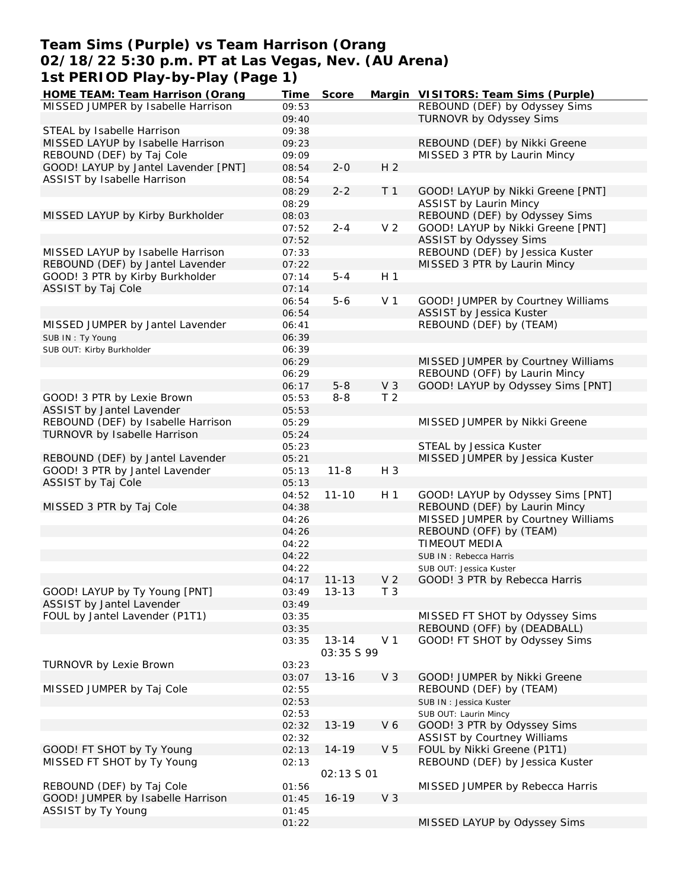# Team Sims (Purple) vs Team Harrison (Orang
## 02/18/22 5:30 p.m. PT at Las Vegas, Nev. (AU Arena)
## 1st PERIOD Play-by-Play (Page 1)

| HOME TEAM: Team Harrison (Orang | Time | Score | Margin | VISITORS: Team Sims (Purple) |
|---|---|---|---|---|
| MISSED JUMPER by Isabelle Harrison | 09:53 | | | REBOUND (DEF) by Odyssey Sims |
| | 09:40 | | | TURNOVR by Odyssey Sims |
| STEAL by Isabelle Harrison | 09:38 | | | |
| MISSED LAYUP by Isabelle Harrison | 09:23 | | | REBOUND (DEF) by Nikki Greene |
| REBOUND (DEF) by Taj Cole | 09:09 | | | MISSED 3 PTR by Laurin Mincy |
| GOOD! LAYUP by Jantel Lavender [PNT] | 08:54 | 2-0 | H 2 | |
| ASSIST by Isabelle Harrison | 08:54 | | | |
| | 08:29 | 2-2 | T 1 | GOOD! LAYUP by Nikki Greene [PNT] |
| | 08:29 | | | ASSIST by Laurin Mincy |
| MISSED LAYUP by Kirby Burkholder | 08:03 | | | REBOUND (DEF) by Odyssey Sims |
| | 07:52 | 2-4 | V 2 | GOOD! LAYUP by Nikki Greene [PNT] |
| | 07:52 | | | ASSIST by Odyssey Sims |
| MISSED LAYUP by Isabelle Harrison | 07:33 | | | REBOUND (DEF) by Jessica Kuster |
| REBOUND (DEF) by Jantel Lavender | 07:22 | | | MISSED 3 PTR by Laurin Mincy |
| GOOD! 3 PTR by Kirby Burkholder | 07:14 | 5-4 | H 1 | |
| ASSIST by Taj Cole | 07:14 | | | |
| | 06:54 | 5-6 | V 1 | GOOD! JUMPER by Courtney Williams |
| | 06:54 | | | ASSIST by Jessica Kuster |
| MISSED JUMPER by Jantel Lavender | 06:41 | | | REBOUND (DEF) by (TEAM) |
| SUB IN : Ty Young | 06:39 | | | |
| SUB OUT: Kirby Burkholder | 06:39 | | | |
| | 06:29 | | | MISSED JUMPER by Courtney Williams |
| | 06:29 | | | REBOUND (OFF) by Laurin Mincy |
| | 06:17 | 5-8 | V 3 | GOOD! LAYUP by Odyssey Sims [PNT] |
| GOOD! 3 PTR by Lexie Brown | 05:53 | 8-8 | T 2 | |
| ASSIST by Jantel Lavender | 05:53 | | | |
| REBOUND (DEF) by Isabelle Harrison | 05:29 | | | MISSED JUMPER by Nikki Greene |
| TURNOVR by Isabelle Harrison | 05:24 | | | |
| | 05:23 | | | STEAL by Jessica Kuster |
| REBOUND (DEF) by Jantel Lavender | 05:21 | | | MISSED JUMPER by Jessica Kuster |
| GOOD! 3 PTR by Jantel Lavender | 05:13 | 11-8 | H 3 | |
| ASSIST by Taj Cole | 05:13 | | | |
| | 04:52 | 11-10 | H 1 | GOOD! LAYUP by Odyssey Sims [PNT] |
| MISSED 3 PTR by Taj Cole | 04:38 | | | REBOUND (DEF) by Laurin Mincy |
| | 04:26 | | | MISSED JUMPER by Courtney Williams |
| | 04:26 | | | REBOUND (OFF) by (TEAM) |
| | 04:22 | | | TIMEOUT MEDIA |
| | 04:22 | | | SUB IN : Rebecca Harris |
| | 04:22 | | | SUB OUT: Jessica Kuster |
| | 04:17 | 11-13 | V 2 | GOOD! 3 PTR by Rebecca Harris |
| GOOD! LAYUP by Ty Young [PNT] | 03:49 | 13-13 | T 3 | |
| ASSIST by Jantel Lavender | 03:49 | | | |
| FOUL by Jantel Lavender (P1T1) | 03:35 | | | MISSED FT SHOT by Odyssey Sims |
| | 03:35 | | | REBOUND (OFF) by (DEADBALL) |
| | 03:35 | 13-14 03:35 S 99 | V 1 | GOOD! FT SHOT by Odyssey Sims |
| TURNOVR by Lexie Brown | 03:23 | | | |
| | 03:07 | 13-16 | V 3 | GOOD! JUMPER by Nikki Greene |
| MISSED JUMPER by Taj Cole | 02:55 | | | REBOUND (DEF) by (TEAM) |
| | 02:53 | | | SUB IN : Jessica Kuster |
| | 02:53 | | | SUB OUT: Laurin Mincy |
| | 02:32 | 13-19 | V 6 | GOOD! 3 PTR by Odyssey Sims |
| | 02:32 | | | ASSIST by Courtney Williams |
| GOOD! FT SHOT by Ty Young | 02:13 | 14-19 | V 5 | FOUL by Nikki Greene (P1T1) |
| MISSED FT SHOT by Ty Young | 02:13 | 02:13 S 01 | | REBOUND (DEF) by Jessica Kuster |
| REBOUND (DEF) by Taj Cole | 01:56 | | | MISSED JUMPER by Rebecca Harris |
| GOOD! JUMPER by Isabelle Harrison | 01:45 | 16-19 | V 3 | |
| ASSIST by Ty Young | 01:45 | | | |
| | 01:22 | | | MISSED LAYUP by Odyssey Sims |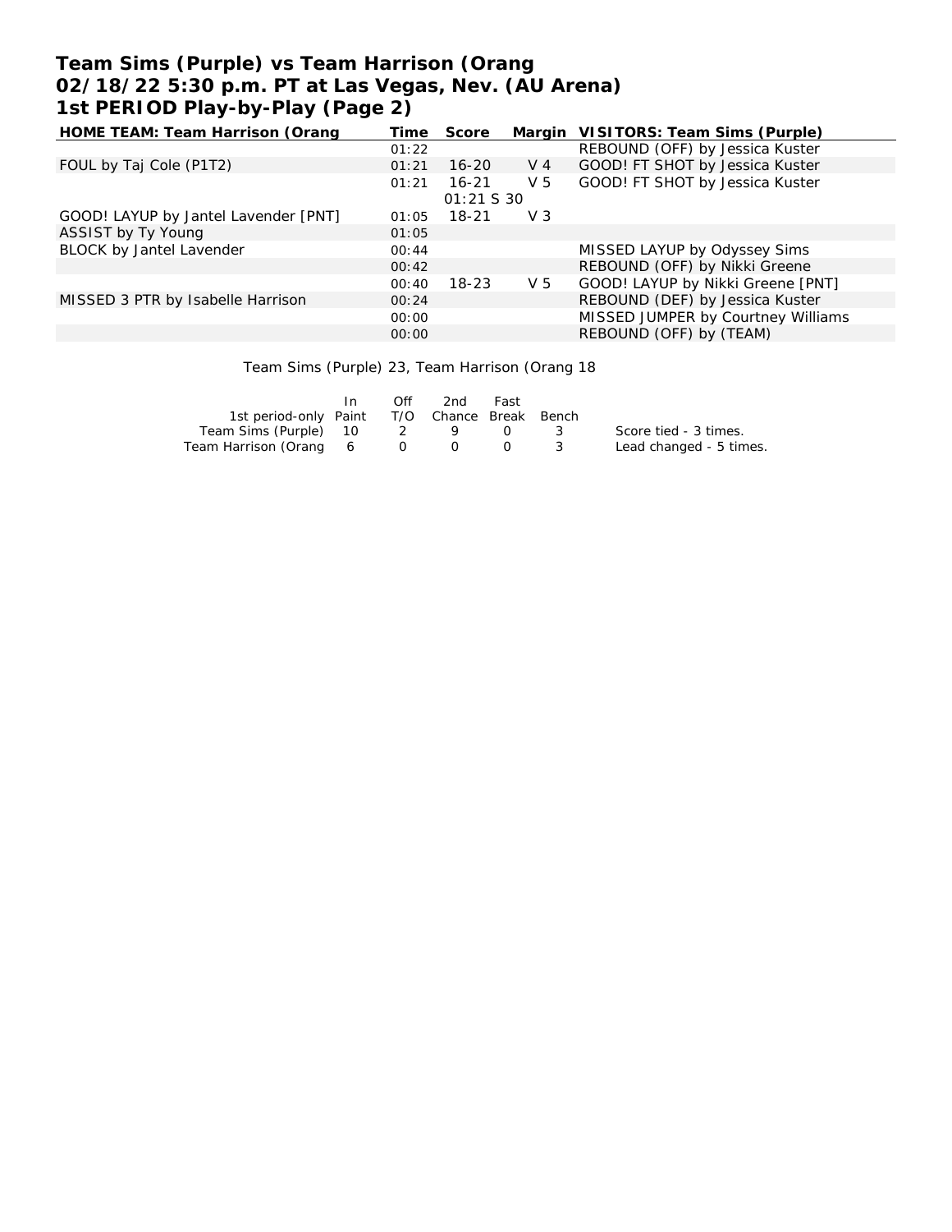# Team Sims (Purple) vs Team Harrison (Orang
# 02/18/22 5:30 p.m. PT at Las Vegas, Nev. (AU Arena)
# 1st PERIOD Play-by-Play (Page 2)

| HOME TEAM: Team Harrison (Orang | Time | Score | Margin | VISITORS: Team Sims (Purple) |
|---|---|---|---|---|
| | 01:22 | | | REBOUND (OFF) by Jessica Kuster |
| FOUL by Taj Cole (P1T2) | 01:21 | 16-20 | V 4 | GOOD! FT SHOT by Jessica Kuster |
| | 01:21 | 16-21 | V 5 | GOOD! FT SHOT by Jessica Kuster |
| | | 01:21 S 30 | | |
| GOOD! LAYUP by Jantel Lavender [PNT] | 01:05 | 18-21 | V 3 | |
| ASSIST by Ty Young | 01:05 | | | |
| BLOCK by Jantel Lavender | 00:44 | | | MISSED LAYUP by Odyssey Sims |
| | 00:42 | | | REBOUND (OFF) by Nikki Greene |
| | 00:40 | 18-23 | V 5 | GOOD! LAYUP by Nikki Greene [PNT] |
| MISSED 3 PTR by Isabelle Harrison | 00:24 | | | REBOUND (DEF) by Jessica Kuster |
| | 00:00 | | | MISSED JUMPER by Courtney Williams |
| | 00:00 | | | REBOUND (OFF) by (TEAM) |

Team Sims (Purple) 23, Team Harrison (Orang 18

| 1st period-only | In Paint | Off T/O | 2nd Chance | Fast Break | Bench | |
|---|---|---|---|---|---|---|
| Team Sims (Purple) | 10 | 2 | 9 | 0 | 3 | Score tied - 3 times. |
| Team Harrison (Orang | 6 | 0 | 0 | 0 | 3 | Lead changed - 5 times. |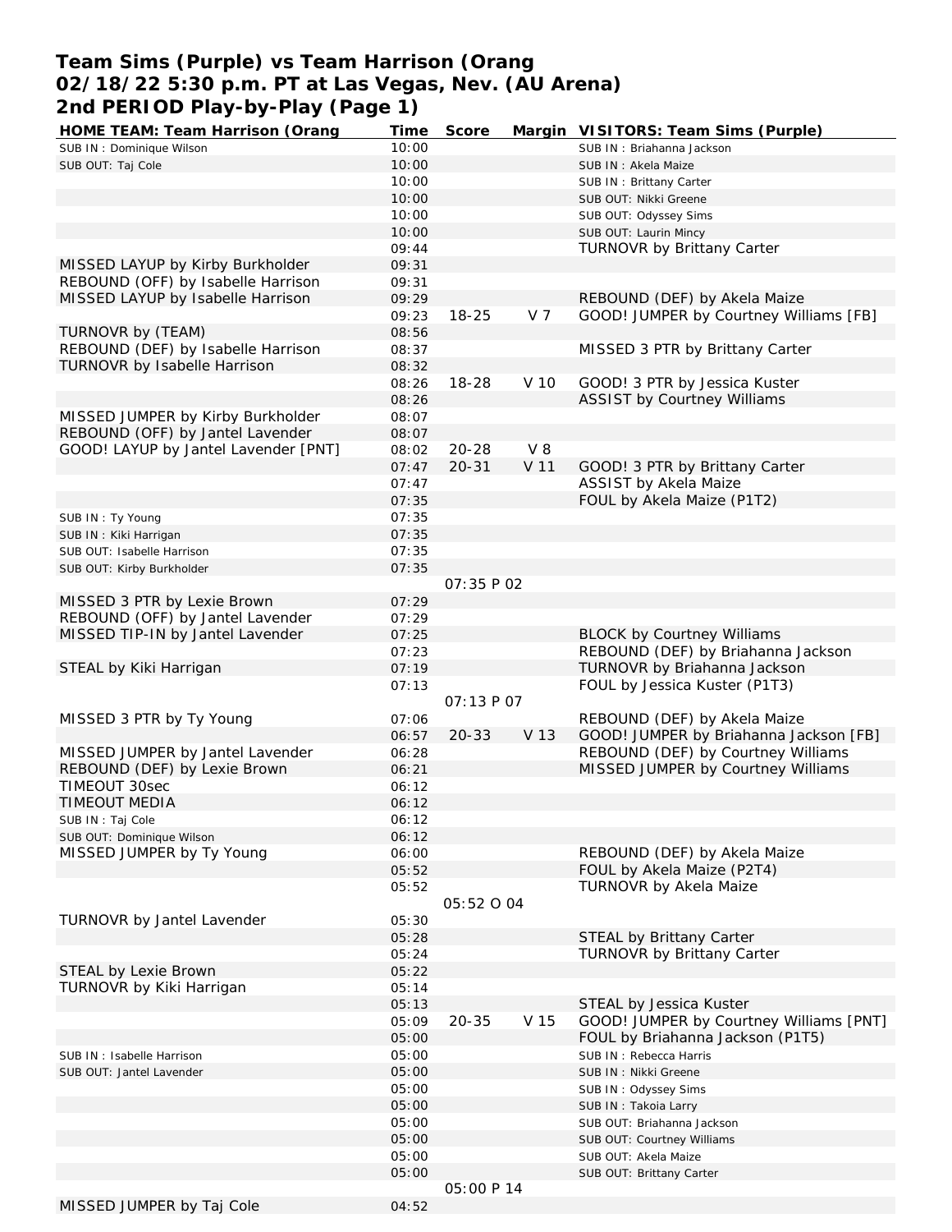# Team Sims (Purple) vs Team Harrison (Orang
## 02/18/22 5:30 p.m. PT at Las Vegas, Nev. (AU Arena)
## 2nd PERIOD Play-by-Play (Page 1)

| HOME TEAM: Team Harrison (Orang | Time | Score | Margin | VISITORS: Team Sims (Purple) |
|---|---|---|---|---|
| SUB IN : Dominique Wilson | 10:00 | | | SUB IN : Briahanna Jackson |
| SUB OUT: Taj Cole | 10:00 | | | SUB IN : Akela Maize |
| | 10:00 | | | SUB IN : Brittany Carter |
| | 10:00 | | | SUB OUT: Nikki Greene |
| | 10:00 | | | SUB OUT: Odyssey Sims |
| | 10:00 | | | SUB OUT: Laurin Mincy |
| | 09:44 | | | TURNOVR by Brittany Carter |
| MISSED LAYUP by Kirby Burkholder | 09:31 | | | |
| REBOUND (OFF) by Isabelle Harrison | 09:31 | | | |
| MISSED LAYUP by Isabelle Harrison | 09:29 | | | REBOUND (DEF) by Akela Maize |
| | 09:23 | 18-25 | V 7 | GOOD! JUMPER by Courtney Williams [FB] |
| TURNOVR by (TEAM) | 08:56 | | | |
| REBOUND (DEF) by Isabelle Harrison | 08:37 | | | MISSED 3 PTR by Brittany Carter |
| TURNOVR by Isabelle Harrison | 08:32 | | | |
| | 08:26 | 18-28 | V 10 | GOOD! 3 PTR by Jessica Kuster |
| | 08:26 | | | ASSIST by Courtney Williams |
| MISSED JUMPER by Kirby Burkholder | 08:07 | | | |
| REBOUND (OFF) by Jantel Lavender | 08:07 | | | |
| GOOD! LAYUP by Jantel Lavender [PNT] | 08:02 | 20-28 | V 8 | |
| | 07:47 | 20-31 | V 11 | GOOD! 3 PTR by Brittany Carter |
| | 07:47 | | | ASSIST by Akela Maize |
| | 07:35 | | | FOUL by Akela Maize (P1T2) |
| SUB IN : Ty Young | 07:35 | | | |
| SUB IN : Kiki Harrigan | 07:35 | | | |
| SUB OUT: Isabelle Harrison | 07:35 | | | |
| SUB OUT: Kirby Burkholder | 07:35 | | | |
| | | 07:35 P 02 | | |
| MISSED 3 PTR by Lexie Brown | 07:29 | | | |
| REBOUND (OFF) by Jantel Lavender | 07:29 | | | |
| MISSED TIP-IN by Jantel Lavender | 07:25 | | | BLOCK by Courtney Williams |
| | 07:23 | | | REBOUND (DEF) by Briahanna Jackson |
| STEAL by Kiki Harrigan | 07:19 | | | TURNOVR by Briahanna Jackson |
| | 07:13 | | | FOUL by Jessica Kuster (P1T3) |
| | | 07:13 P 07 | | |
| MISSED 3 PTR by Ty Young | 07:06 | | | REBOUND (DEF) by Akela Maize |
| | 06:57 | 20-33 | V 13 | GOOD! JUMPER by Briahanna Jackson [FB] |
| MISSED JUMPER by Jantel Lavender | 06:28 | | | REBOUND (DEF) by Courtney Williams |
| REBOUND (DEF) by Lexie Brown | 06:21 | | | MISSED JUMPER by Courtney Williams |
| TIMEOUT 30sec | 06:12 | | | |
| TIMEOUT MEDIA | 06:12 | | | |
| SUB IN : Taj Cole | 06:12 | | | |
| SUB OUT: Dominique Wilson | 06:12 | | | |
| MISSED JUMPER by Ty Young | 06:00 | | | REBOUND (DEF) by Akela Maize |
| | 05:52 | | | FOUL by Akela Maize (P2T4) |
| | 05:52 | | | TURNOVR by Akela Maize |
| | | 05:52 O 04 | | |
| TURNOVR by Jantel Lavender | 05:30 | | | |
| | 05:28 | | | STEAL by Brittany Carter |
| | 05:24 | | | TURNOVR by Brittany Carter |
| STEAL by Lexie Brown | 05:22 | | | |
| TURNOVR by Kiki Harrigan | 05:14 | | | |
| | 05:13 | | | STEAL by Jessica Kuster |
| | 05:09 | 20-35 | V 15 | GOOD! JUMPER by Courtney Williams [PNT] |
| | 05:00 | | | FOUL by Briahanna Jackson (P1T5) |
| SUB IN : Isabelle Harrison | 05:00 | | | SUB IN : Rebecca Harris |
| SUB OUT: Jantel Lavender | 05:00 | | | SUB IN : Nikki Greene |
| | 05:00 | | | SUB IN : Odyssey Sims |
| | 05:00 | | | SUB IN : Takoia Larry |
| | 05:00 | | | SUB OUT: Briahanna Jackson |
| | 05:00 | | | SUB OUT: Courtney Williams |
| | 05:00 | | | SUB OUT: Akela Maize |
| | 05:00 | | | SUB OUT: Brittany Carter |
| | | 05:00 P 14 | | |
| MISSED JUMPER by Taj Cole | 04:52 | | | |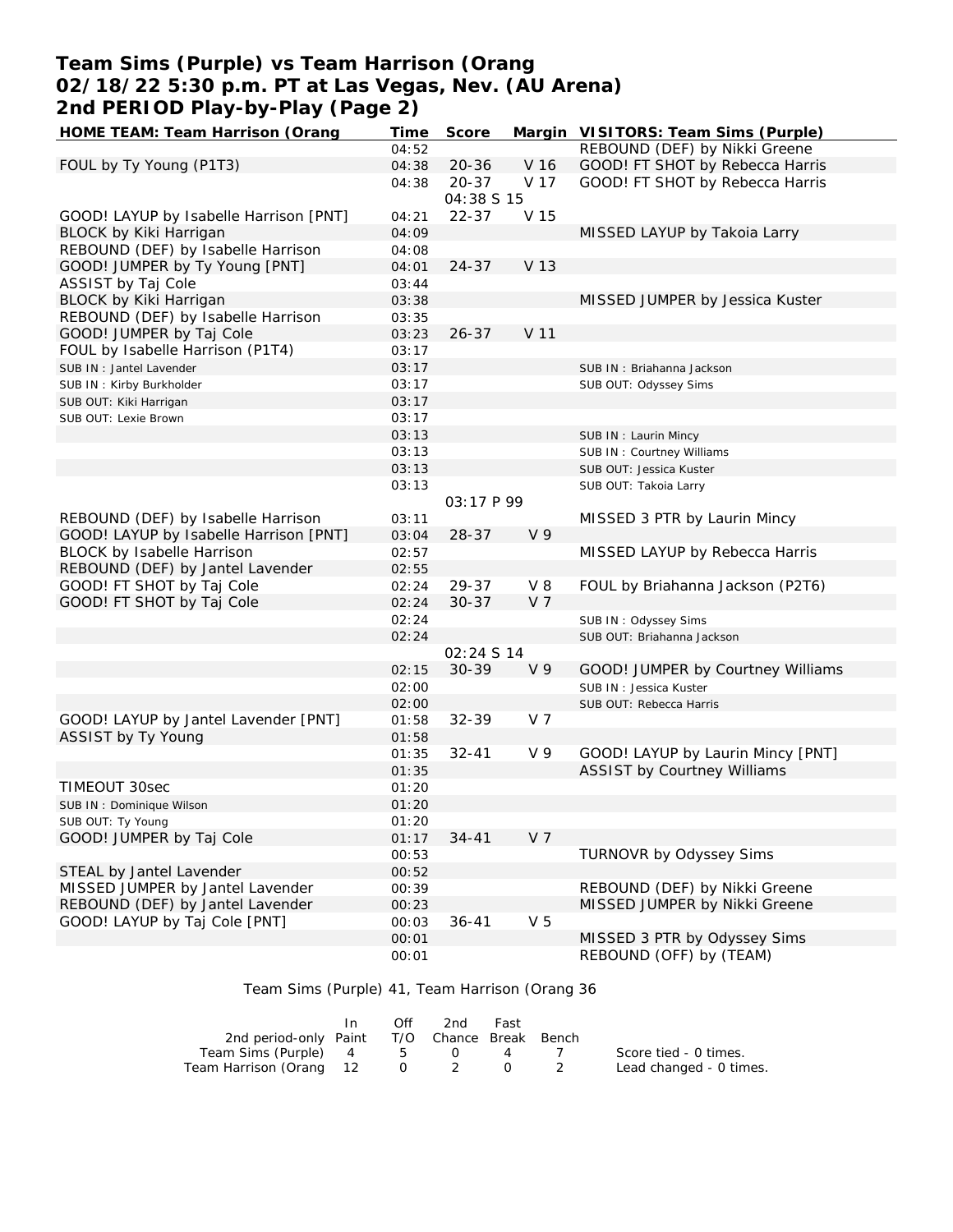# Team Sims (Purple) vs Team Harrison (Orang
## 02/18/22 5:30 p.m. PT at Las Vegas, Nev. (AU Arena)
## 2nd PERIOD Play-by-Play (Page 2)

| HOME TEAM: Team Harrison (Orang | Time | Score | Margin | VISITORS: Team Sims (Purple) |
|---|---|---|---|---|
| | 04:52 | | | REBOUND (DEF) by Nikki Greene |
| FOUL by Ty Young (P1T3) | 04:38 | 20-36 | V 16 | GOOD! FT SHOT by Rebecca Harris |
| | 04:38 | 20-37 | V 17 | GOOD! FT SHOT by Rebecca Harris |
| | | 04:38 S 15 | | |
| GOOD! LAYUP by Isabelle Harrison [PNT] | 04:21 | 22-37 | V 15 | |
| BLOCK by Kiki Harrigan | 04:09 | | | MISSED LAYUP by Takoia Larry |
| REBOUND (DEF) by Isabelle Harrison | 04:08 | | | |
| GOOD! JUMPER by Ty Young [PNT] | 04:01 | 24-37 | V 13 | |
| ASSIST by Taj Cole | 03:44 | | | |
| BLOCK by Kiki Harrigan | 03:38 | | | MISSED JUMPER by Jessica Kuster |
| REBOUND (DEF) by Isabelle Harrison | 03:35 | | | |
| GOOD! JUMPER by Taj Cole | 03:23 | 26-37 | V 11 | |
| FOUL by Isabelle Harrison (P1T4) | 03:17 | | | |
| SUB IN : Jantel Lavender | 03:17 | | | SUB IN : Briahanna Jackson |
| SUB IN : Kirby Burkholder | 03:17 | | | SUB OUT: Odyssey Sims |
| SUB OUT: Kiki Harrigan | 03:17 | | | |
| SUB OUT: Lexie Brown | 03:17 | | | |
| | 03:13 | | | SUB IN : Laurin Mincy |
| | 03:13 | | | SUB IN : Courtney Williams |
| | 03:13 | | | SUB OUT: Jessica Kuster |
| | 03:13 | | | SUB OUT: Takoia Larry |
| | | 03:17 P 99 | | |
| REBOUND (DEF) by Isabelle Harrison | 03:11 | | | MISSED 3 PTR by Laurin Mincy |
| GOOD! LAYUP by Isabelle Harrison [PNT] | 03:04 | 28-37 | V 9 | |
| BLOCK by Isabelle Harrison | 02:57 | | | MISSED LAYUP by Rebecca Harris |
| REBOUND (DEF) by Jantel Lavender | 02:55 | | | |
| GOOD! FT SHOT by Taj Cole | 02:24 | 29-37 | V 8 | FOUL by Briahanna Jackson (P2T6) |
| GOOD! FT SHOT by Taj Cole | 02:24 | 30-37 | V 7 | |
| | 02:24 | | | SUB IN : Odyssey Sims |
| | 02:24 | | | SUB OUT: Briahanna Jackson |
| | | 02:24 S 14 | | |
| | 02:15 | 30-39 | V 9 | GOOD! JUMPER by Courtney Williams |
| | 02:00 | | | SUB IN : Jessica Kuster |
| | 02:00 | | | SUB OUT: Rebecca Harris |
| GOOD! LAYUP by Jantel Lavender [PNT] | 01:58 | 32-39 | V 7 | |
| ASSIST by Ty Young | 01:58 | | | |
| | 01:35 | 32-41 | V 9 | GOOD! LAYUP by Laurin Mincy [PNT] |
| | 01:35 | | | ASSIST by Courtney Williams |
| TIMEOUT 30sec | 01:20 | | | |
| SUB IN : Dominique Wilson | 01:20 | | | |
| SUB OUT: Ty Young | 01:20 | | | |
| GOOD! JUMPER by Taj Cole | 01:17 | 34-41 | V 7 | |
| | 00:53 | | | TURNOVR by Odyssey Sims |
| STEAL by Jantel Lavender | 00:52 | | | |
| MISSED JUMPER by Jantel Lavender | 00:39 | | | REBOUND (DEF) by Nikki Greene |
| REBOUND (DEF) by Jantel Lavender | 00:23 | | | MISSED JUMPER by Nikki Greene |
| GOOD! LAYUP by Taj Cole [PNT] | 00:03 | 36-41 | V 5 | |
| | 00:01 | | | MISSED 3 PTR by Odyssey Sims |
| | 00:01 | | | REBOUND (OFF) by (TEAM) |

Team Sims (Purple) 41, Team Harrison (Orang 36

| 2nd period-only | In Paint | Off T/O | 2nd Chance | Fast Break | Bench |
|---|---|---|---|---|---|
| Team Sims (Purple) | 4 | 5 | 0 | 4 | 7 |
| Team Harrison (Orang | 12 | 0 | 2 | 0 | 2 |

Score tied - 0 times.
Lead changed - 0 times.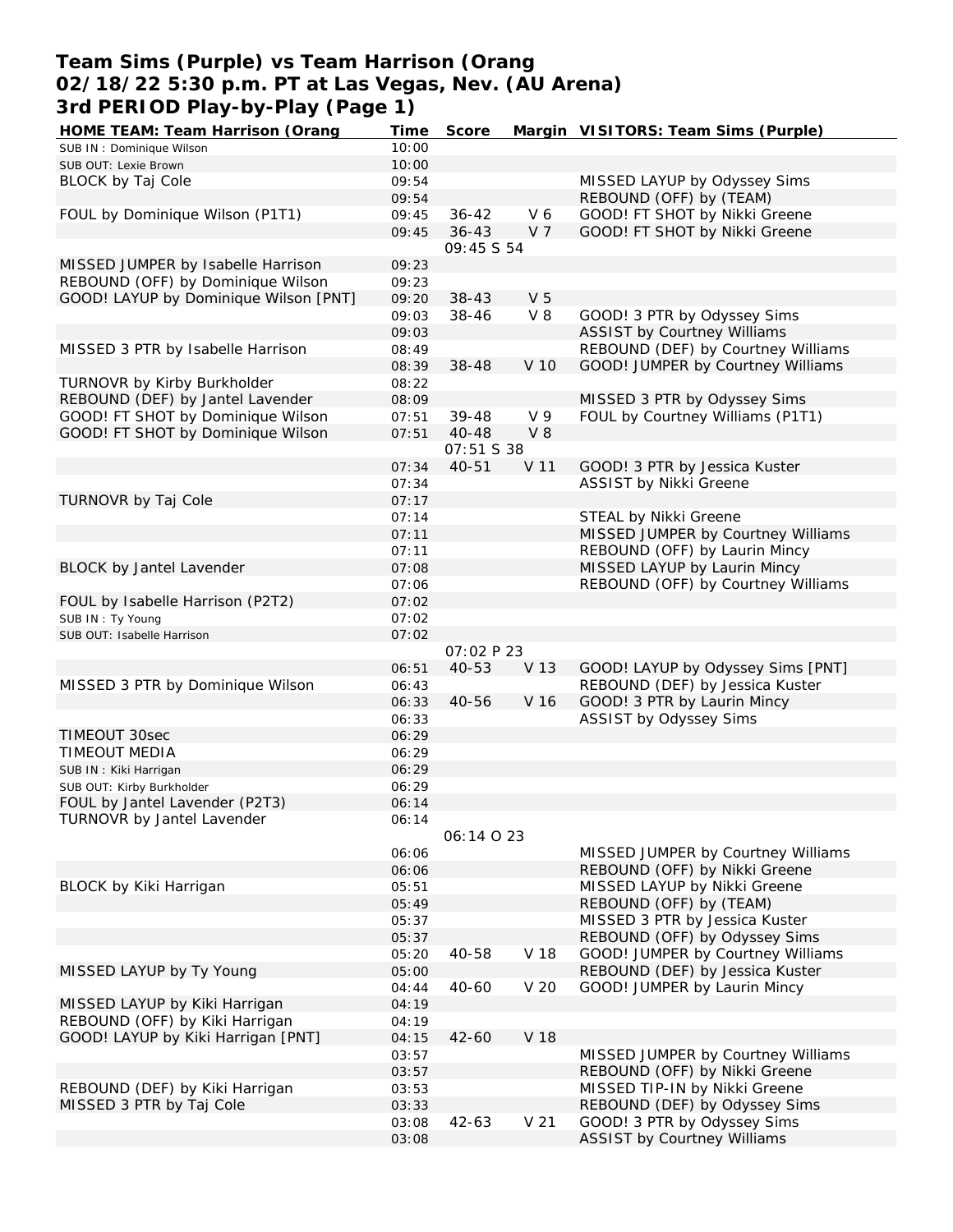# Team Sims (Purple) vs Team Harrison (Orang
## 02/18/22 5:30 p.m. PT at Las Vegas, Nev. (AU Arena)
## 3rd PERIOD Play-by-Play (Page 1)

| HOME TEAM: Team Harrison (Orang | Time | Score | Margin | VISITORS: Team Sims (Purple) |
|---|---|---|---|---|
| SUB IN : Dominique Wilson | 10:00 | | | |
| SUB OUT: Lexie Brown | 10:00 | | | |
| BLOCK by Taj Cole | 09:54 | | | MISSED LAYUP by Odyssey Sims |
| | 09:54 | | | REBOUND (OFF) by (TEAM) |
| FOUL by Dominique Wilson (P1T1) | 09:45 | 36-42 | V 6 | GOOD! FT SHOT by Nikki Greene |
| | 09:45 | 36-43 | V 7 | GOOD! FT SHOT by Nikki Greene |
| | | 09:45 S 54 | | |
| MISSED JUMPER by Isabelle Harrison | 09:23 | | | |
| REBOUND (OFF) by Dominique Wilson | 09:23 | | | |
| GOOD! LAYUP by Dominique Wilson [PNT] | 09:20 | 38-43 | V 5 | |
| | 09:03 | 38-46 | V 8 | GOOD! 3 PTR by Odyssey Sims |
| | 09:03 | | | ASSIST by Courtney Williams |
| MISSED 3 PTR by Isabelle Harrison | 08:49 | | | REBOUND (DEF) by Courtney Williams |
| | 08:39 | 38-48 | V 10 | GOOD! JUMPER by Courtney Williams |
| TURNOVR by Kirby Burkholder | 08:22 | | | |
| REBOUND (DEF) by Jantel Lavender | 08:09 | | | MISSED 3 PTR by Odyssey Sims |
| GOOD! FT SHOT by Dominique Wilson | 07:51 | 39-48 | V 9 | FOUL by Courtney Williams (P1T1) |
| GOOD! FT SHOT by Dominique Wilson | 07:51 | 40-48 | V 8 | |
| | | 07:51 S 38 | | |
| | 07:34 | 40-51 | V 11 | GOOD! 3 PTR by Jessica Kuster |
| | 07:34 | | | ASSIST by Nikki Greene |
| TURNOVR by Taj Cole | 07:17 | | | |
| | 07:14 | | | STEAL by Nikki Greene |
| | 07:11 | | | MISSED JUMPER by Courtney Williams |
| | 07:11 | | | REBOUND (OFF) by Laurin Mincy |
| BLOCK by Jantel Lavender | 07:08 | | | MISSED LAYUP by Laurin Mincy |
| | 07:06 | | | REBOUND (OFF) by Courtney Williams |
| FOUL by Isabelle Harrison (P2T2) | 07:02 | | | |
| SUB IN : Ty Young | 07:02 | | | |
| SUB OUT: Isabelle Harrison | 07:02 | | | |
| | | 07:02 P 23 | | |
| | 06:51 | 40-53 | V 13 | GOOD! LAYUP by Odyssey Sims [PNT] |
| MISSED 3 PTR by Dominique Wilson | 06:43 | | | REBOUND (DEF) by Jessica Kuster |
| | 06:33 | 40-56 | V 16 | GOOD! 3 PTR by Laurin Mincy |
| | 06:33 | | | ASSIST by Odyssey Sims |
| TIMEOUT 30sec | 06:29 | | | |
| TIMEOUT MEDIA | 06:29 | | | |
| SUB IN : Kiki Harrigan | 06:29 | | | |
| SUB OUT: Kirby Burkholder | 06:29 | | | |
| FOUL by Jantel Lavender (P2T3) | 06:14 | | | |
| TURNOVR by Jantel Lavender | 06:14 | | | |
| | | 06:14 O 23 | | |
| | 06:06 | | | MISSED JUMPER by Courtney Williams |
| | 06:06 | | | REBOUND (OFF) by Nikki Greene |
| BLOCK by Kiki Harrigan | 05:51 | | | MISSED LAYUP by Nikki Greene |
| | 05:49 | | | REBOUND (OFF) by (TEAM) |
| | 05:37 | | | MISSED 3 PTR by Jessica Kuster |
| | 05:37 | | | REBOUND (OFF) by Odyssey Sims |
| | 05:20 | 40-58 | V 18 | GOOD! JUMPER by Courtney Williams |
| MISSED LAYUP by Ty Young | 05:00 | | | REBOUND (DEF) by Jessica Kuster |
| | 04:44 | 40-60 | V 20 | GOOD! JUMPER by Laurin Mincy |
| MISSED LAYUP by Kiki Harrigan | 04:19 | | | |
| REBOUND (OFF) by Kiki Harrigan | 04:19 | | | |
| GOOD! LAYUP by Kiki Harrigan [PNT] | 04:15 | 42-60 | V 18 | |
| | 03:57 | | | MISSED JUMPER by Courtney Williams |
| | 03:57 | | | REBOUND (OFF) by Nikki Greene |
| REBOUND (DEF) by Kiki Harrigan | 03:53 | | | MISSED TIP-IN by Nikki Greene |
| MISSED 3 PTR by Taj Cole | 03:33 | | | REBOUND (DEF) by Odyssey Sims |
| | 03:08 | 42-63 | V 21 | GOOD! 3 PTR by Odyssey Sims |
| | 03:08 | | | ASSIST by Courtney Williams |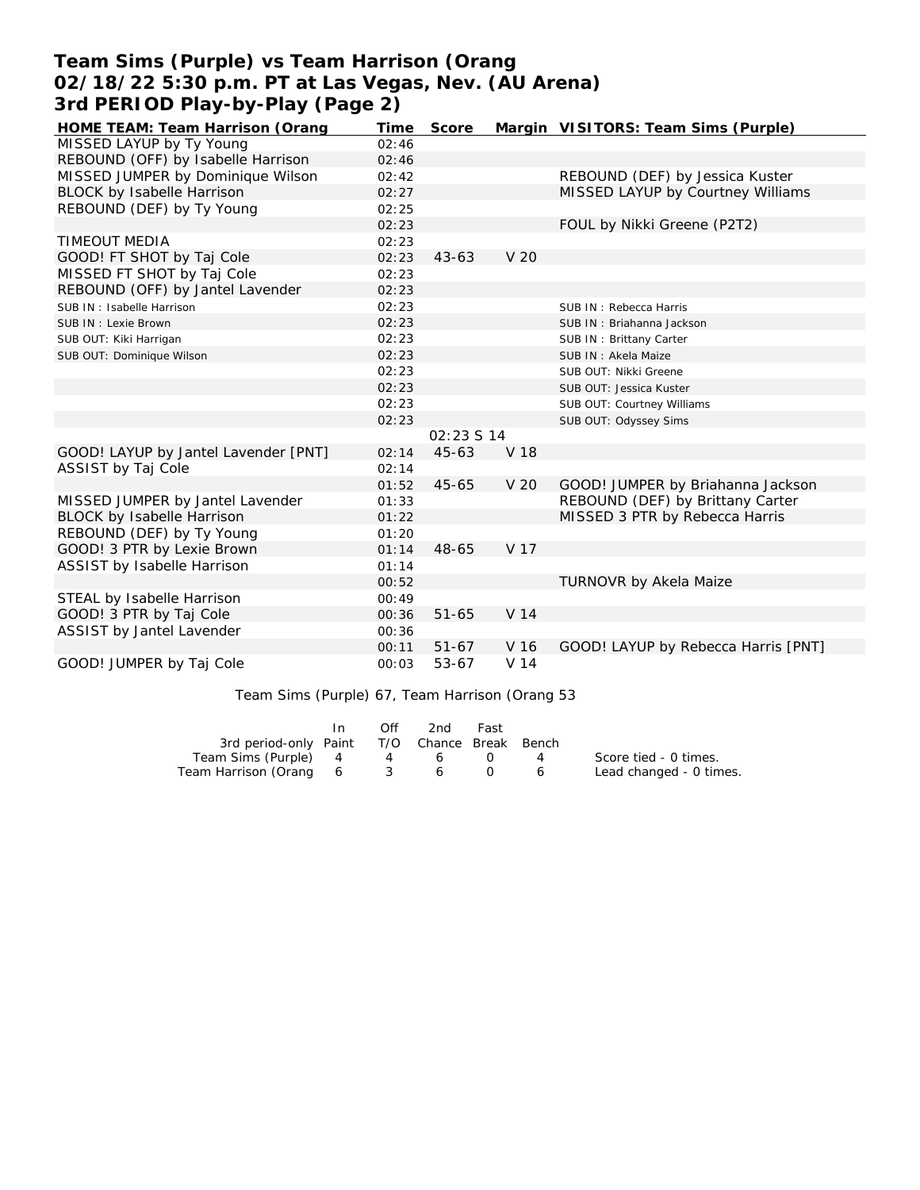# Team Sims (Purple) vs Team Harrison (Orang
## 02/18/22 5:30 p.m. PT at Las Vegas, Nev. (AU Arena)
## 3rd PERIOD Play-by-Play (Page 2)

| HOME TEAM: Team Harrison (Orang | Time | Score | Margin | VISITORS: Team Sims (Purple) |
|---|---|---|---|---|
| MISSED LAYUP by Ty Young | 02:46 | | | |
| REBOUND (OFF) by Isabelle Harrison | 02:46 | | | |
| MISSED JUMPER by Dominique Wilson | 02:42 | | | REBOUND (DEF) by Jessica Kuster |
| BLOCK by Isabelle Harrison | 02:27 | | | MISSED LAYUP by Courtney Williams |
| REBOUND (DEF) by Ty Young | 02:25 | | | |
| | 02:23 | | | FOUL by Nikki Greene (P2T2) |
| TIMEOUT MEDIA | 02:23 | | | |
| GOOD! FT SHOT by Taj Cole | 02:23 | 43-63 | V 20 | |
| MISSED FT SHOT by Taj Cole | 02:23 | | | |
| REBOUND (OFF) by Jantel Lavender | 02:23 | | | |
| SUB IN : Isabelle Harrison | 02:23 | | | SUB IN : Rebecca Harris |
| SUB IN : Lexie Brown | 02:23 | | | SUB IN : Briahanna Jackson |
| SUB OUT: Kiki Harrigan | 02:23 | | | SUB IN : Brittany Carter |
| SUB OUT: Dominique Wilson | 02:23 | | | SUB IN : Akela Maize |
| | 02:23 | | | SUB OUT: Nikki Greene |
| | 02:23 | | | SUB OUT: Jessica Kuster |
| | 02:23 | | | SUB OUT: Courtney Williams |
| | 02:23 | | | SUB OUT: Odyssey Sims |
| | | 02:23 S 14 | | |
| GOOD! LAYUP by Jantel Lavender [PNT] | 02:14 | 45-63 | V 18 | |
| ASSIST by Taj Cole | 02:14 | | | |
| | 01:52 | 45-65 | V 20 | GOOD! JUMPER by Briahanna Jackson |
| MISSED JUMPER by Jantel Lavender | 01:33 | | | REBOUND (DEF) by Brittany Carter |
| BLOCK by Isabelle Harrison | 01:22 | | | MISSED 3 PTR by Rebecca Harris |
| REBOUND (DEF) by Ty Young | 01:20 | | | |
| GOOD! 3 PTR by Lexie Brown | 01:14 | 48-65 | V 17 | |
| ASSIST by Isabelle Harrison | 01:14 | | | |
| | 00:52 | | | TURNOVR by Akela Maize |
| STEAL by Isabelle Harrison | 00:49 | | | |
| GOOD! 3 PTR by Taj Cole | 00:36 | 51-65 | V 14 | |
| ASSIST by Jantel Lavender | 00:36 | | | |
| | 00:11 | 51-67 | V 16 | GOOD! LAYUP by Rebecca Harris [PNT] |
| GOOD! JUMPER by Taj Cole | 00:03 | 53-67 | V 14 | |

Team Sims (Purple) 67, Team Harrison (Orang 53

| 3rd period-only | In Paint | Off T/O | 2nd Chance | Fast Break | Bench |
|---|---|---|---|---|---|
| Team Sims (Purple) | 4 | 4 | 6 | 0 | 4 |
| Team Harrison (Orang | 6 | 3 | 6 | 0 | 6 |

Score tied - 0 times.
Lead changed - 0 times.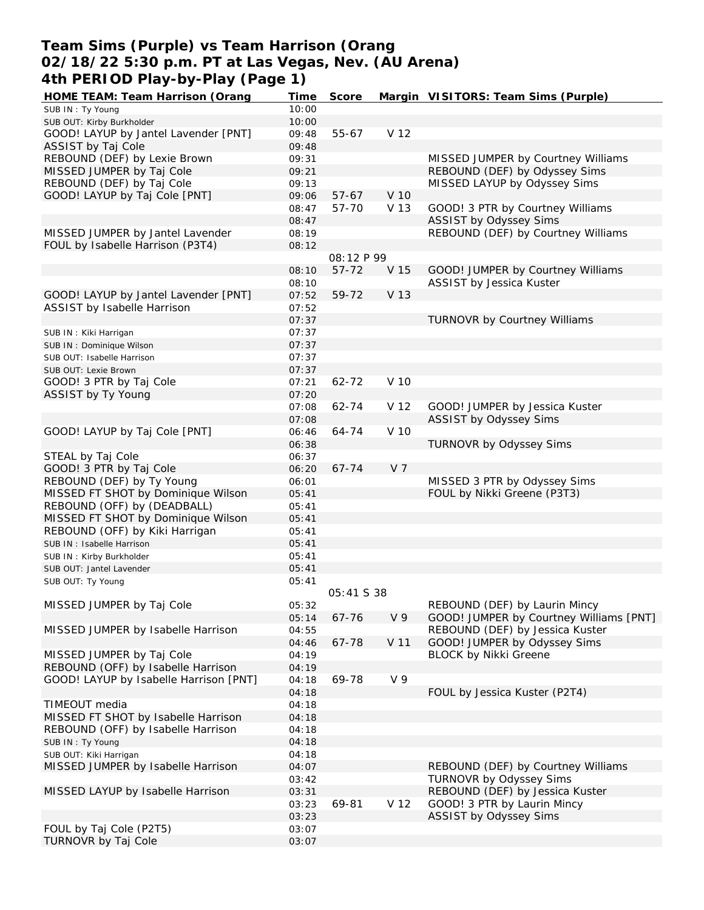# Team Sims (Purple) vs Team Harrison (Orang
## 02/18/22 5:30 p.m. PT at Las Vegas, Nev. (AU Arena)
## 4th PERIOD Play-by-Play (Page 1)

| HOME TEAM: Team Harrison (Orang | Time | Score | Margin | VISITORS: Team Sims (Purple) |
|---|---|---|---|---|
| SUB IN : Ty Young | 10:00 | | | |
| SUB OUT: Kirby Burkholder | 10:00 | | | |
| GOOD! LAYUP by Jantel Lavender [PNT] | 09:48 | 55-67 | V 12 | |
| ASSIST by Taj Cole | 09:48 | | | |
| REBOUND (DEF) by Lexie Brown | 09:31 | | | MISSED JUMPER by Courtney Williams |
| MISSED JUMPER by Taj Cole | 09:21 | | | REBOUND (DEF) by Odyssey Sims |
| REBOUND (DEF) by Taj Cole | 09:13 | | | MISSED LAYUP by Odyssey Sims |
| GOOD! LAYUP by Taj Cole [PNT] | 09:06 | 57-67 | V 10 | |
| | 08:47 | 57-70 | V 13 | GOOD! 3 PTR by Courtney Williams |
| | 08:47 | | | ASSIST by Odyssey Sims |
| MISSED JUMPER by Jantel Lavender | 08:19 | | | REBOUND (DEF) by Courtney Williams |
| FOUL by Isabelle Harrison (P3T4) | 08:12 | | | |
| | | 08:12 P 99 | | |
| | 08:10 | 57-72 | V 15 | GOOD! JUMPER by Courtney Williams |
| | 08:10 | | | ASSIST by Jessica Kuster |
| GOOD! LAYUP by Jantel Lavender [PNT] | 07:52 | 59-72 | V 13 | |
| ASSIST by Isabelle Harrison | 07:52 | | | |
| | 07:37 | | | TURNOVR by Courtney Williams |
| SUB IN : Kiki Harrigan | 07:37 | | | |
| SUB IN : Dominique Wilson | 07:37 | | | |
| SUB OUT: Isabelle Harrison | 07:37 | | | |
| SUB OUT: Lexie Brown | 07:37 | | | |
| GOOD! 3 PTR by Taj Cole | 07:21 | 62-72 | V 10 | |
| ASSIST by Ty Young | 07:20 | | | |
| | 07:08 | 62-74 | V 12 | GOOD! JUMPER by Jessica Kuster |
| | 07:08 | | | ASSIST by Odyssey Sims |
| GOOD! LAYUP by Taj Cole [PNT] | 06:46 | 64-74 | V 10 | |
| | 06:38 | | | TURNOVR by Odyssey Sims |
| STEAL by Taj Cole | 06:37 | | | |
| GOOD! 3 PTR by Taj Cole | 06:20 | 67-74 | V 7 | |
| REBOUND (DEF) by Ty Young | 06:01 | | | MISSED 3 PTR by Odyssey Sims |
| MISSED FT SHOT by Dominique Wilson | 05:41 | | | FOUL by Nikki Greene (P3T3) |
| REBOUND (OFF) by (DEADBALL) | 05:41 | | | |
| MISSED FT SHOT by Dominique Wilson | 05:41 | | | |
| REBOUND (OFF) by Kiki Harrigan | 05:41 | | | |
| SUB IN : Isabelle Harrison | 05:41 | | | |
| SUB IN : Kirby Burkholder | 05:41 | | | |
| SUB OUT: Jantel Lavender | 05:41 | | | |
| SUB OUT: Ty Young | 05:41 | | | |
| | | 05:41 S 38 | | |
| MISSED JUMPER by Taj Cole | 05:32 | | | REBOUND (DEF) by Laurin Mincy |
| | 05:14 | 67-76 | V 9 | GOOD! JUMPER by Courtney Williams [PNT] |
| MISSED JUMPER by Isabelle Harrison | 04:55 | | | REBOUND (DEF) by Jessica Kuster |
| | 04:46 | 67-78 | V 11 | GOOD! JUMPER by Odyssey Sims |
| MISSED JUMPER by Taj Cole | 04:19 | | | BLOCK by Nikki Greene |
| REBOUND (OFF) by Isabelle Harrison | 04:19 | | | |
| GOOD! LAYUP by Isabelle Harrison [PNT] | 04:18 | 69-78 | V 9 | |
| | 04:18 | | | FOUL by Jessica Kuster (P2T4) |
| TIMEOUT media | 04:18 | | | |
| MISSED FT SHOT by Isabelle Harrison | 04:18 | | | |
| REBOUND (OFF) by Isabelle Harrison | 04:18 | | | |
| SUB IN : Ty Young | 04:18 | | | |
| SUB OUT: Kiki Harrigan | 04:18 | | | |
| MISSED JUMPER by Isabelle Harrison | 04:07 | | | REBOUND (DEF) by Courtney Williams |
| | 03:42 | | | TURNOVR by Odyssey Sims |
| MISSED LAYUP by Isabelle Harrison | 03:31 | | | REBOUND (DEF) by Jessica Kuster |
| | 03:23 | 69-81 | V 12 | GOOD! 3 PTR by Laurin Mincy |
| | 03:23 | | | ASSIST by Odyssey Sims |
| FOUL by Taj Cole (P2T5) | 03:07 | | | |
| TURNOVR by Taj Cole | 03:07 | | | |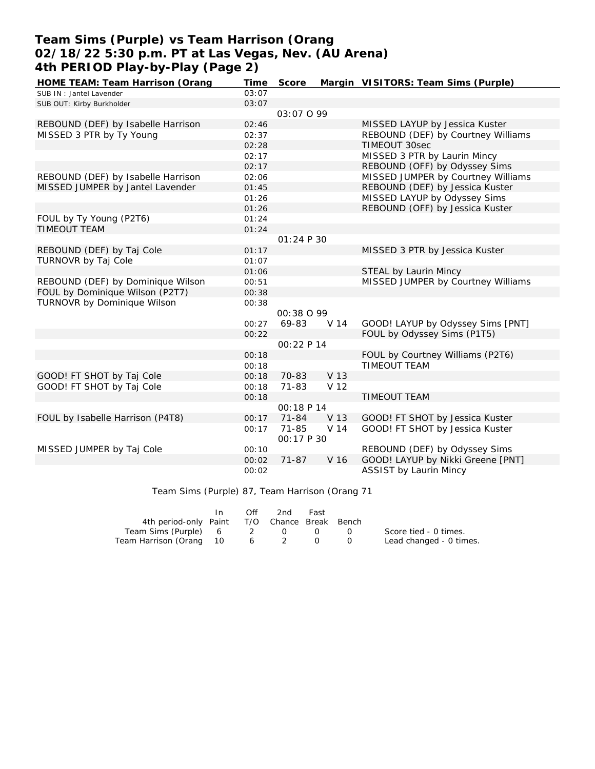# Team Sims (Purple) vs Team Harrison (Orang
## 02/18/22 5:30 p.m. PT at Las Vegas, Nev. (AU Arena)
## 4th PERIOD Play-by-Play (Page 2)

| HOME TEAM: Team Harrison (Orang | Time | Score | Margin | VISITORS: Team Sims (Purple) |
|---|---|---|---|---|
| SUB IN : Jantel Lavender | 03:07 | | | |
| SUB OUT: Kirby Burkholder | 03:07 | | | |
| | | 03:07 O 99 | | |
| REBOUND (DEF) by Isabelle Harrison | 02:46 | | | MISSED LAYUP by Jessica Kuster |
| MISSED 3 PTR by Ty Young | 02:37 | | | REBOUND (DEF) by Courtney Williams |
| | 02:28 | | | TIMEOUT 30sec |
| | 02:17 | | | MISSED 3 PTR by Laurin Mincy |
| | 02:17 | | | REBOUND (OFF) by Odyssey Sims |
| REBOUND (DEF) by Isabelle Harrison | 02:06 | | | MISSED JUMPER by Courtney Williams |
| MISSED JUMPER by Jantel Lavender | 01:45 | | | REBOUND (DEF) by Jessica Kuster |
| | 01:26 | | | MISSED LAYUP by Odyssey Sims |
| | 01:26 | | | REBOUND (OFF) by Jessica Kuster |
| FOUL by Ty Young (P2T6) | 01:24 | | | |
| TIMEOUT TEAM | 01:24 | | | |
| | | 01:24 P 30 | | |
| REBOUND (DEF) by Taj Cole | 01:17 | | | MISSED 3 PTR by Jessica Kuster |
| TURNOVR by Taj Cole | 01:07 | | | |
| | 01:06 | | | STEAL by Laurin Mincy |
| REBOUND (DEF) by Dominique Wilson | 00:51 | | | MISSED JUMPER by Courtney Williams |
| FOUL by Dominique Wilson (P2T7) | 00:38 | | | |
| TURNOVR by Dominique Wilson | 00:38 | | | |
| | | 00:38 O 99 | | |
| | 00:27 | 69-83 | V 14 | GOOD! LAYUP by Odyssey Sims [PNT] |
| | 00:22 | | | FOUL by Odyssey Sims (P1T5) |
| | | 00:22 P 14 | | |
| | 00:18 | | | FOUL by Courtney Williams (P2T6) |
| | 00:18 | | | TIMEOUT TEAM |
| GOOD! FT SHOT by Taj Cole | 00:18 | 70-83 | V 13 | |
| GOOD! FT SHOT by Taj Cole | 00:18 | 71-83 | V 12 | |
| | 00:18 | | | TIMEOUT TEAM |
| | | 00:18 P 14 | | |
| FOUL by Isabelle Harrison (P4T8) | 00:17 | 71-84 | V 13 | GOOD! FT SHOT by Jessica Kuster |
| | 00:17 | 71-85 | V 14 | GOOD! FT SHOT by Jessica Kuster |
| | | 00:17 P 30 | | |
| MISSED JUMPER by Taj Cole | 00:10 | | | REBOUND (DEF) by Odyssey Sims |
| | 00:02 | 71-87 | V 16 | GOOD! LAYUP by Nikki Greene [PNT] |
| | 00:02 | | | ASSIST by Laurin Mincy |

Team Sims (Purple) 87, Team Harrison (Orang 71

| 4th period-only | In Paint | Off T/O | 2nd Chance | Fast Break | Bench |
|---|---|---|---|---|---|
| Team Sims (Purple) | 6 | 2 | 0 | 0 | 0 |
| Team Harrison (Orang | 10 | 6 | 2 | 0 | 0 |

Score tied - 0 times.
Lead changed - 0 times.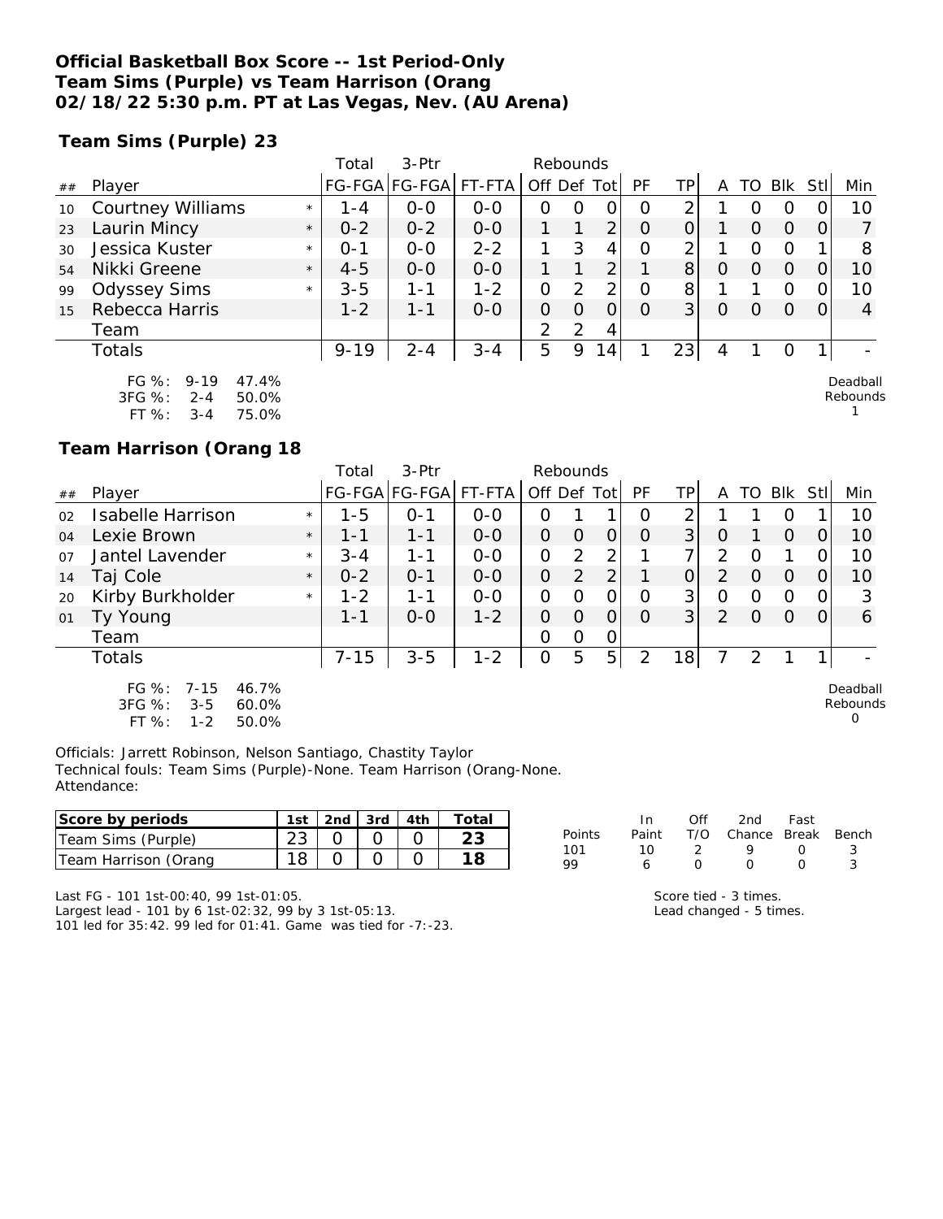**Official Basketball Box Score -- 1st Period-Only**
**Team Sims (Purple) vs Team Harrison (Orang**
**02/18/22 5:30 p.m. PT at Las Vegas, Nev. (AU Arena)**

**Team Sims (Purple) 23**

| ## | Player | | Total FG-FGA | 3-Ptr FG-FGA | FT-FTA | Rebounds Off | Def | Tot | PF | TP | A | TO | Blk | Stl | Min |
|---|---|---|---|---|---|---|---|---|---|---|---|---|---|---|---|
| 10 | Courtney Williams | * | 1-4 | 0-0 | 0-0 | 0 | 0 | 0 | 0 | 2 | 1 | 0 | 0 | 0 | 10 |
| 23 | Laurin Mincy | * | 0-2 | 0-2 | 0-0 | 1 | 1 | 2 | 0 | 0 | 1 | 0 | 0 | 0 | 7 |
| 30 | Jessica Kuster | * | 0-1 | 0-0 | 2-2 | 1 | 3 | 4 | 0 | 2 | 1 | 0 | 0 | 1 | 8 |
| 54 | Nikki Greene | * | 4-5 | 0-0 | 0-0 | 1 | 1 | 2 | 1 | 8 | 0 | 0 | 0 | 0 | 10 |
| 99 | Odyssey Sims | * | 3-5 | 1-1 | 1-2 | 0 | 2 | 2 | 0 | 8 | 1 | 1 | 0 | 0 | 10 |
| 15 | Rebecca Harris | | 1-2 | 1-1 | 0-0 | 0 | 0 | 0 | 0 | 3 | 0 | 0 | 0 | 0 | 4 |
| | Team | | | | | 2 | 2 | 4 | | | | | | | |
| | Totals | | 9-19 | 2-4 | 3-4 | 5 | 9 | 14 | 1 | 23 | 4 | 1 | 0 | 1 | - |

FG %: 9-19 47.4%
3FG %: 2-4 50.0%
FT %: 3-4 75.0%

Deadball Rebounds 1

**Team Harrison (Orang 18**

| ## | Player | | Total FG-FGA | 3-Ptr FG-FGA | FT-FTA | Rebounds Off | Def | Tot | PF | TP | A | TO | Blk | Stl | Min |
|---|---|---|---|---|---|---|---|---|---|---|---|---|---|---|---|
| 02 | Isabelle Harrison | * | 1-5 | 0-1 | 0-0 | 0 | 1 | 1 | 0 | 2 | 1 | 1 | 0 | 1 | 10 |
| 04 | Lexie Brown | * | 1-1 | 1-1 | 0-0 | 0 | 0 | 0 | 0 | 3 | 0 | 1 | 0 | 0 | 10 |
| 07 | Jantel Lavender | * | 3-4 | 1-1 | 0-0 | 0 | 2 | 2 | 1 | 7 | 2 | 0 | 1 | 0 | 10 |
| 14 | Taj Cole | * | 0-2 | 0-1 | 0-0 | 0 | 2 | 2 | 1 | 0 | 2 | 0 | 0 | 0 | 10 |
| 20 | Kirby Burkholder | * | 1-2 | 1-1 | 0-0 | 0 | 0 | 0 | 0 | 3 | 0 | 0 | 0 | 0 | 3 |
| 01 | Ty Young | | 1-1 | 0-0 | 1-2 | 0 | 0 | 0 | 0 | 3 | 2 | 0 | 0 | 0 | 6 |
| | Team | | | | | 0 | 0 | 0 | | | | | | | |
| | Totals | | 7-15 | 3-5 | 1-2 | 0 | 5 | 5 | 2 | 18 | 7 | 2 | 1 | 1 | - |

FG %: 7-15 46.7%
3FG %: 3-5 60.0%
FT %: 1-2 50.0%

Deadball Rebounds 0

Officials: Jarrett Robinson, Nelson Santiago, Chastity Taylor
Technical fouls: Team Sims (Purple)-None. Team Harrison (Orang-None.
Attendance:

| Score by periods | 1st | 2nd | 3rd | 4th | Total |
|---|---|---|---|---|---|
| Team Sims (Purple) | 23 | 0 | 0 | 0 | 23 |
| Team Harrison (Orang | 18 | 0 | 0 | 0 | 18 |

| Points | In Paint | Off T/O | 2nd Chance | Fast Break | Bench |
|---|---|---|---|---|---|
| 101 | 10 | 2 | 9 | 0 | 3 |
| 99 | 6 | 0 | 0 | 0 | 3 |

Last FG - 101 1st-00:40, 99 1st-01:05.
Largest lead - 101 by 6 1st-02:32, 99 by 3 1st-05:13.
101 led for 35:42. 99 led for 01:41. Game was tied for -7:-23.

Score tied - 3 times.
Lead changed - 5 times.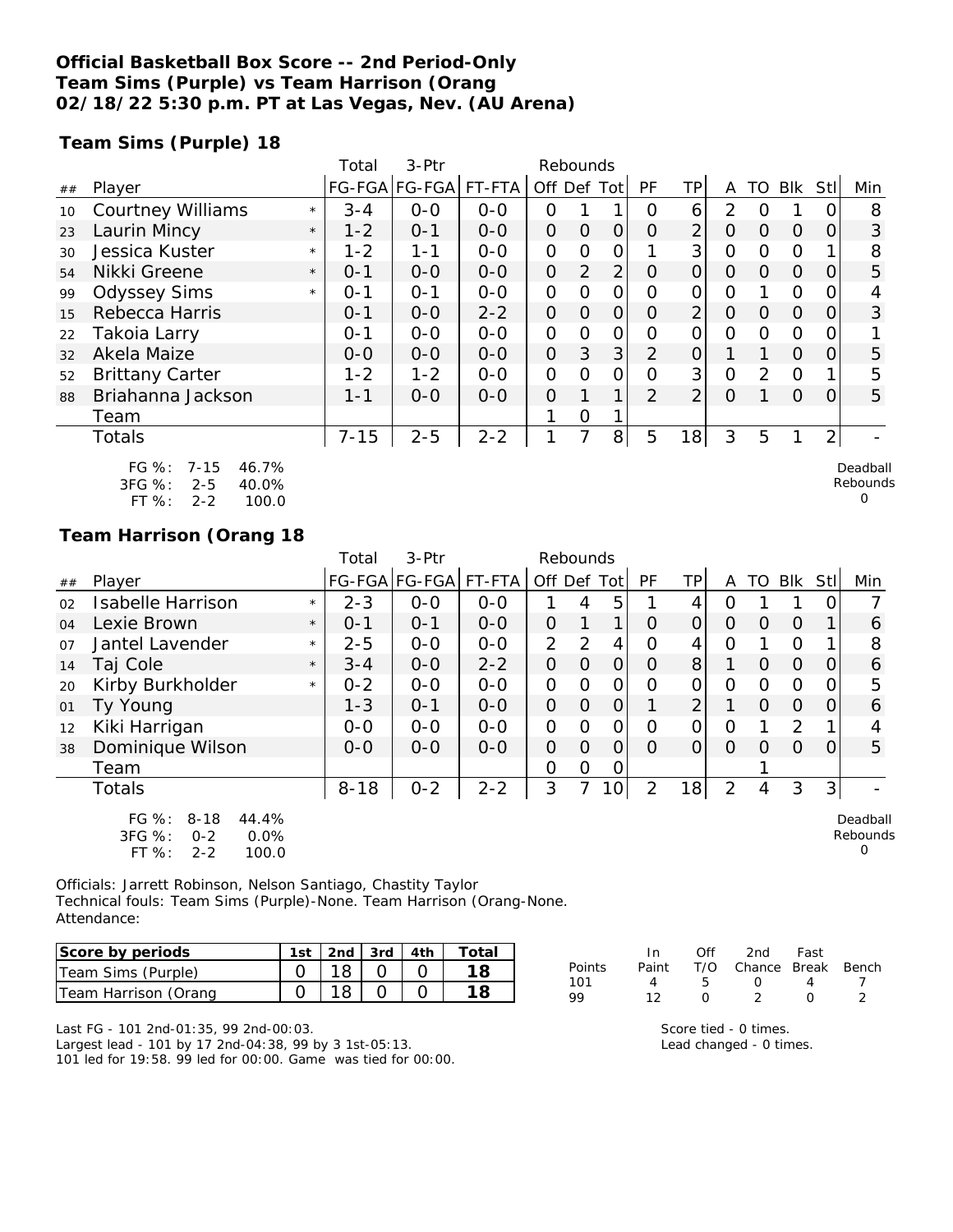**Official Basketball Box Score -- 2nd Period-Only**
**Team Sims (Purple) vs Team Harrison (Orang**
**02/18/22 5:30 p.m. PT at Las Vegas, Nev. (AU Arena)**

**Team Sims (Purple) 18**

| ## | Player | | Total FG-FGA | 3-Ptr FG-FGA | FT-FTA | Rebounds Off | Def | Tot | PF | TP | A | TO | Blk | Stl | Min |
|---|---|---|---|---|---|---|---|---|---|---|---|---|---|---|---|
| 10 | Courtney Williams | * | 3-4 | 0-0 | 0-0 | 0 | 1 | 1 | 0 | 6 | 2 | 0 | 1 | 0 | 8 |
| 23 | Laurin Mincy | * | 1-2 | 0-1 | 0-0 | 0 | 0 | 0 | 0 | 2 | 0 | 0 | 0 | 0 | 3 |
| 30 | Jessica Kuster | * | 1-2 | 1-1 | 0-0 | 0 | 0 | 0 | 1 | 3 | 0 | 0 | 0 | 1 | 8 |
| 54 | Nikki Greene | * | 0-1 | 0-0 | 0-0 | 0 | 2 | 2 | 0 | 0 | 0 | 0 | 0 | 0 | 5 |
| 99 | Odyssey Sims | * | 0-1 | 0-1 | 0-0 | 0 | 0 | 0 | 0 | 0 | 0 | 1 | 0 | 0 | 4 |
| 15 | Rebecca Harris | | 0-1 | 0-0 | 2-2 | 0 | 0 | 0 | 0 | 2 | 0 | 0 | 0 | 0 | 3 |
| 22 | Takoia Larry | | 0-1 | 0-0 | 0-0 | 0 | 0 | 0 | 0 | 0 | 0 | 0 | 0 | 0 | 1 |
| 32 | Akela Maize | | 0-0 | 0-0 | 0-0 | 0 | 3 | 3 | 2 | 0 | 1 | 1 | 0 | 0 | 5 |
| 52 | Brittany Carter | | 1-2 | 1-2 | 0-0 | 0 | 0 | 0 | 0 | 3 | 0 | 2 | 0 | 1 | 5 |
| 88 | Briahanna Jackson | | 1-1 | 0-0 | 0-0 | 0 | 1 | 1 | 2 | 2 | 0 | 1 | 0 | 0 | 5 |
| | Team | | | | | 1 | 0 | 1 | | | | | | | |
| | Totals | | 7-15 | 2-5 | 2-2 | 1 | 7 | 8 | 5 | 18 | 3 | 5 | 1 | 2 | - |

FG %: 7-15 46.7%
3FG %: 2-5 40.0%
FT %: 2-2 100.0

Deadball Rebounds 0

**Team Harrison (Orang 18**

| ## | Player | | Total FG-FGA | 3-Ptr FG-FGA | FT-FTA | Rebounds Off | Def | Tot | PF | TP | A | TO | Blk | Stl | Min |
|---|---|---|---|---|---|---|---|---|---|---|---|---|---|---|---|
| 02 | Isabelle Harrison | * | 2-3 | 0-0 | 0-0 | 1 | 4 | 5 | 1 | 4 | 0 | 1 | 1 | 0 | 7 |
| 04 | Lexie Brown | * | 0-1 | 0-1 | 0-0 | 0 | 1 | 1 | 0 | 0 | 0 | 0 | 0 | 1 | 6 |
| 07 | Jantel Lavender | * | 2-5 | 0-0 | 0-0 | 2 | 2 | 4 | 0 | 4 | 0 | 1 | 0 | 1 | 8 |
| 14 | Taj Cole | * | 3-4 | 0-0 | 2-2 | 0 | 0 | 0 | 0 | 8 | 1 | 0 | 0 | 0 | 6 |
| 20 | Kirby Burkholder | * | 0-2 | 0-0 | 0-0 | 0 | 0 | 0 | 0 | 0 | 0 | 0 | 0 | 0 | 5 |
| 01 | Ty Young | | 1-3 | 0-1 | 0-0 | 0 | 0 | 0 | 1 | 2 | 1 | 0 | 0 | 0 | 6 |
| 12 | Kiki Harrigan | | 0-0 | 0-0 | 0-0 | 0 | 0 | 0 | 0 | 0 | 0 | 1 | 2 | 1 | 4 |
| 38 | Dominique Wilson | | 0-0 | 0-0 | 0-0 | 0 | 0 | 0 | 0 | 0 | 0 | 0 | 0 | 0 | 5 |
| | Team | | | | | 0 | 0 | 0 | | | | 1 | | | |
| | Totals | | 8-18 | 0-2 | 2-2 | 3 | 7 | 10 | 2 | 18 | 2 | 4 | 3 | 3 | - |

FG %: 8-18 44.4%
3FG %: 0-2 0.0%
FT %: 2-2 100.0

Deadball Rebounds 0

Officials: Jarrett Robinson, Nelson Santiago, Chastity Taylor
Technical fouls: Team Sims (Purple)-None. Team Harrison (Orang-None.
Attendance:

| Score by periods | 1st | 2nd | 3rd | 4th | Total |
|---|---|---|---|---|---|
| Team Sims (Purple) | 0 | 18 | 0 | 0 | 18 |
| Team Harrison (Orang | 0 | 18 | 0 | 0 | 18 |

| Points | In Paint | Off T/O | 2nd Chance | Fast Break | Bench |
|---|---|---|---|---|---|
| 101 | 4 | 5 | 0 | 4 | 7 |
| 99 | 12 | 0 | 2 | 0 | 2 |

Last FG - 101 2nd-01:35, 99 2nd-00:03.
Largest lead - 101 by 17 2nd-04:38, 99 by 3 1st-05:13.
101 led for 19:58. 99 led for 00:00. Game was tied for 00:00.

Score tied - 0 times.
Lead changed - 0 times.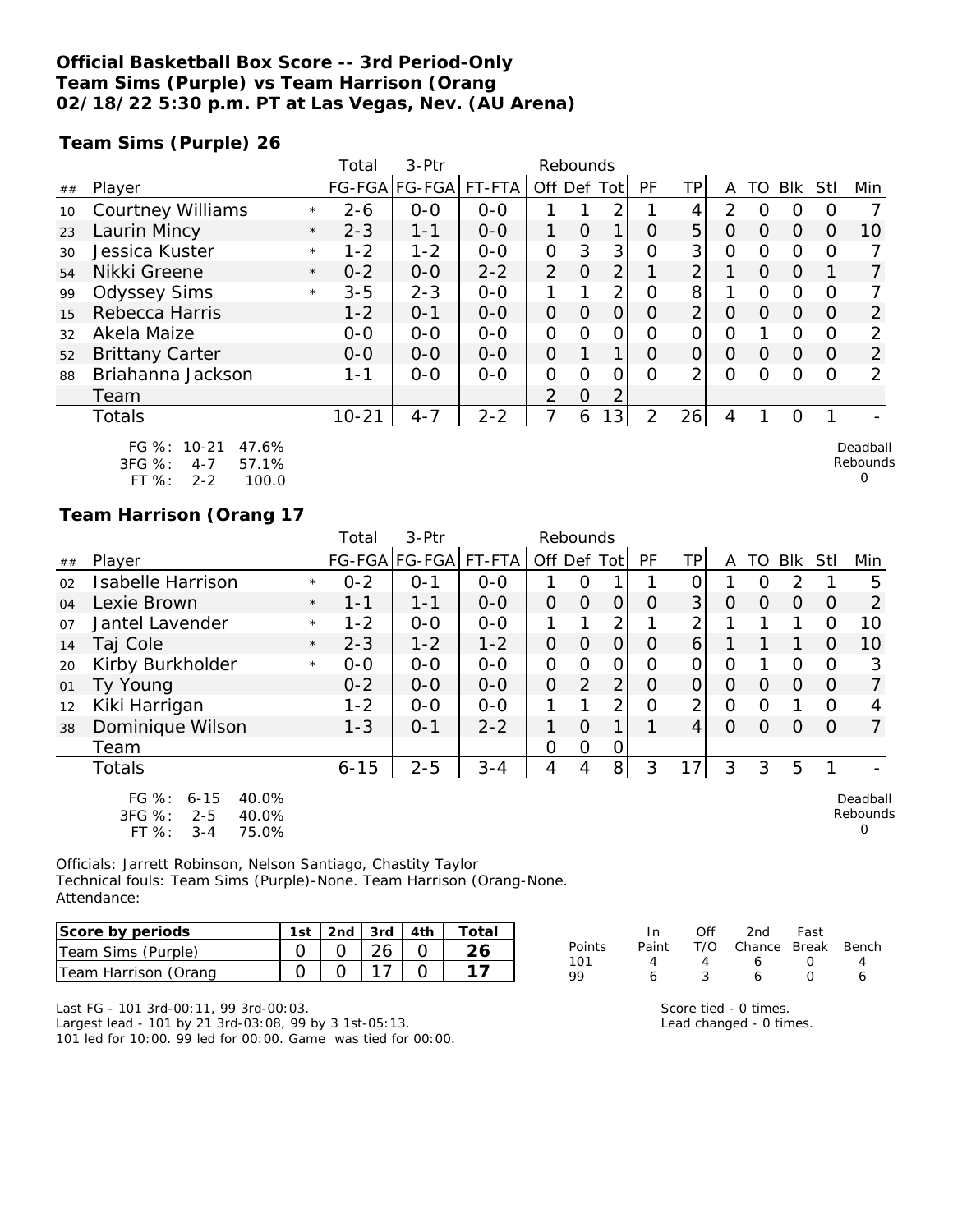**Official Basketball Box Score -- 3rd Period-Only**
**Team Sims (Purple) vs Team Harrison (Orang**
**02/18/22 5:30 p.m. PT at Las Vegas, Nev. (AU Arena)**

**Team Sims (Purple) 26**

| ## | Player | | Total FG-FGA | 3-Ptr FG-FGA | FT-FTA | Rebounds Off | Def | Tot | PF | TP | A | TO | Blk | Stl | Min |
|---|---|---|---|---|---|---|---|---|---|---|---|---|---|---|---|
| 10 | Courtney Williams | * | 2-6 | 0-0 | 0-0 | 1 | 1 | 2 | 1 | 4 | 2 | 0 | 0 | 0 | 7 |
| 23 | Laurin Mincy | * | 2-3 | 1-1 | 0-0 | 1 | 0 | 1 | 0 | 5 | 0 | 0 | 0 | 0 | 10 |
| 30 | Jessica Kuster | * | 1-2 | 1-2 | 0-0 | 0 | 3 | 3 | 0 | 3 | 0 | 0 | 0 | 0 | 7 |
| 54 | Nikki Greene | * | 0-2 | 0-0 | 2-2 | 2 | 0 | 2 | 1 | 2 | 1 | 0 | 0 | 1 | 7 |
| 99 | Odyssey Sims | * | 3-5 | 2-3 | 0-0 | 1 | 1 | 2 | 0 | 8 | 1 | 0 | 0 | 0 | 7 |
| 15 | Rebecca Harris | | 1-2 | 0-1 | 0-0 | 0 | 0 | 0 | 0 | 2 | 0 | 0 | 0 | 0 | 2 |
| 32 | Akela Maize | | 0-0 | 0-0 | 0-0 | 0 | 0 | 0 | 0 | 0 | 0 | 1 | 0 | 0 | 2 |
| 52 | Brittany Carter | | 0-0 | 0-0 | 0-0 | 0 | 1 | 1 | 0 | 0 | 0 | 0 | 0 | 0 | 2 |
| 88 | Briahanna Jackson | | 1-1 | 0-0 | 0-0 | 0 | 0 | 0 | 0 | 2 | 0 | 0 | 0 | 0 | 2 |
| | Team | | | | | 2 | 0 | 2 | | | | | | | |
| | Totals | | 10-21 | 4-7 | 2-2 | 7 | 6 | 13 | 2 | 26 | 4 | 1 | 0 | 1 | - |

FG %: 10-21 47.6%
3FG %: 4-7 57.1%
FT %: 2-2 100.0

Deadball Rebounds 0

**Team Harrison (Orang 17**

| ## | Player | | Total FG-FGA | 3-Ptr FG-FGA | FT-FTA | Rebounds Off | Def | Tot | PF | TP | A | TO | Blk | Stl | Min |
|---|---|---|---|---|---|---|---|---|---|---|---|---|---|---|---|
| 02 | Isabelle Harrison | * | 0-2 | 0-1 | 0-0 | 1 | 0 | 1 | 1 | 0 | 1 | 0 | 2 | 1 | 5 |
| 04 | Lexie Brown | * | 1-1 | 1-1 | 0-0 | 0 | 0 | 0 | 0 | 3 | 0 | 0 | 0 | 0 | 2 |
| 07 | Jantel Lavender | * | 1-2 | 0-0 | 0-0 | 1 | 1 | 2 | 1 | 2 | 1 | 1 | 1 | 0 | 10 |
| 14 | Taj Cole | * | 2-3 | 1-2 | 1-2 | 0 | 0 | 0 | 0 | 6 | 1 | 1 | 1 | 0 | 10 |
| 20 | Kirby Burkholder | * | 0-0 | 0-0 | 0-0 | 0 | 0 | 0 | 0 | 0 | 0 | 1 | 0 | 0 | 3 |
| 01 | Ty Young | | 0-2 | 0-0 | 0-0 | 0 | 2 | 2 | 0 | 0 | 0 | 0 | 0 | 0 | 7 |
| 12 | Kiki Harrigan | | 1-2 | 0-0 | 0-0 | 1 | 1 | 2 | 0 | 2 | 0 | 0 | 1 | 0 | 4 |
| 38 | Dominique Wilson | | 1-3 | 0-1 | 2-2 | 1 | 0 | 1 | 1 | 4 | 0 | 0 | 0 | 0 | 7 |
| | Team | | | | | 0 | 0 | 0 | | | | | | | |
| | Totals | | 6-15 | 2-5 | 3-4 | 4 | 4 | 8 | 3 | 17 | 3 | 3 | 5 | 1 | - |

FG %: 6-15 40.0%
3FG %: 2-5 40.0%
FT %: 3-4 75.0%

Deadball Rebounds 0

Officials: Jarrett Robinson, Nelson Santiago, Chastity Taylor
Technical fouls: Team Sims (Purple)-None. Team Harrison (Orang-None.
Attendance:

| Score by periods | 1st | 2nd | 3rd | 4th | Total |
|---|---|---|---|---|---|
| Team Sims (Purple) | 0 | 0 | 26 | 0 | 26 |
| Team Harrison (Orang | 0 | 0 | 17 | 0 | 17 |

| Points | In Paint | Off T/O | 2nd Chance | Fast Break | Bench |
|---|---|---|---|---|---|
| 101 | 4 | 4 | 6 | 0 | 4 |
| 99 | 6 | 3 | 6 | 0 | 6 |

Last FG - 101 3rd-00:11, 99 3rd-00:03.
Largest lead - 101 by 21 3rd-03:08, 99 by 3 1st-05:13.
101 led for 10:00. 99 led for 00:00. Game was tied for 00:00.

Score tied - 0 times.
Lead changed - 0 times.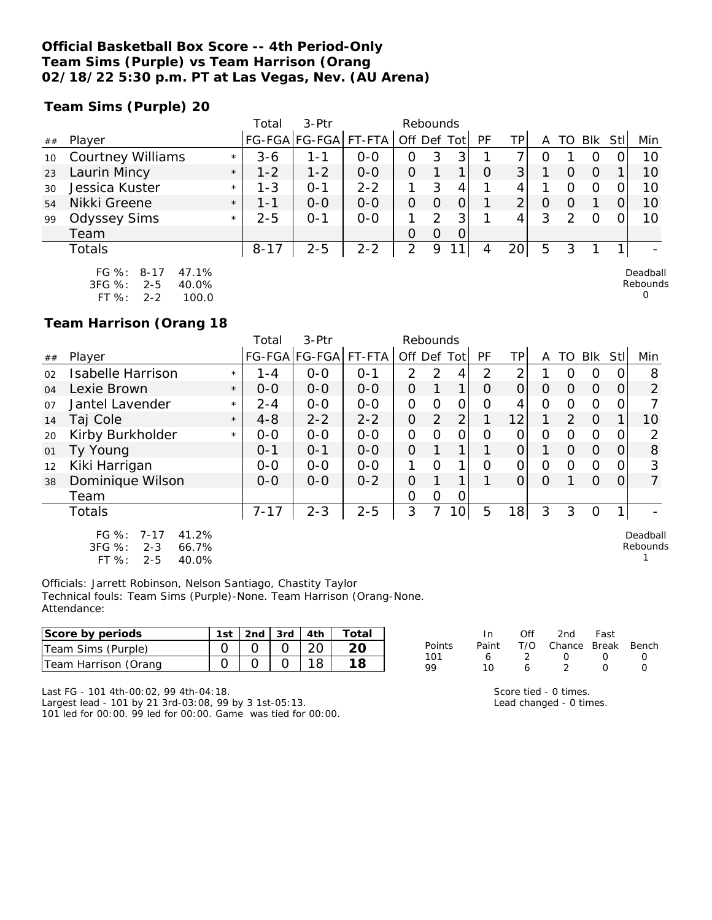**Official Basketball Box Score -- 4th Period-Only**
**Team Sims (Purple) vs Team Harrison (Orang**
**02/18/22 5:30 p.m. PT at Las Vegas, Nev. (AU Arena)**

**Team Sims (Purple) 20**

| ## | Player | | Total FG-FGA | 3-Ptr FG-FGA | FT-FTA | Rebounds Off | Def | Tot | PF | TP | A | TO | Blk | Stl | Min |
|---|---|---|---|---|---|---|---|---|---|---|---|---|---|---|---|
| 10 | Courtney Williams | * | 3-6 | 1-1 | 0-0 | 0 | 3 | 3 | 1 | 7 | 0 | 1 | 0 | 0 | 10 |
| 23 | Laurin Mincy | * | 1-2 | 1-2 | 0-0 | 0 | 1 | 1 | 0 | 3 | 1 | 0 | 0 | 1 | 10 |
| 30 | Jessica Kuster | * | 1-3 | 0-1 | 2-2 | 1 | 3 | 4 | 1 | 4 | 1 | 0 | 0 | 0 | 10 |
| 54 | Nikki Greene | * | 1-1 | 0-0 | 0-0 | 0 | 0 | 0 | 1 | 2 | 0 | 0 | 1 | 0 | 10 |
| 99 | Odyssey Sims | * | 2-5 | 0-1 | 0-0 | 1 | 2 | 3 | 1 | 4 | 3 | 2 | 0 | 0 | 10 |
| | Team | | | | | 0 | 0 | 0 | | | | | | | |
| | Totals | | 8-17 | 2-5 | 2-2 | 2 | 9 | 11 | 4 | 20 | 5 | 3 | 1 | 1 | - |

FG %: 8-17 47.1%
3FG %: 2-5 40.0%
FT %: 2-2 100.0

Deadball Rebounds 0

**Team Harrison (Orang 18**

| ## | Player | | Total FG-FGA | 3-Ptr FG-FGA | FT-FTA | Rebounds Off | Def | Tot | PF | TP | A | TO | Blk | Stl | Min |
|---|---|---|---|---|---|---|---|---|---|---|---|---|---|---|---|
| 02 | Isabelle Harrison | * | 1-4 | 0-0 | 0-1 | 2 | 2 | 4 | 2 | 2 | 1 | 0 | 0 | 0 | 8 |
| 04 | Lexie Brown | * | 0-0 | 0-0 | 0-0 | 0 | 1 | 1 | 0 | 0 | 0 | 0 | 0 | 0 | 2 |
| 07 | Jantel Lavender | * | 2-4 | 0-0 | 0-0 | 0 | 0 | 0 | 0 | 4 | 0 | 0 | 0 | 0 | 7 |
| 14 | Taj Cole | * | 4-8 | 2-2 | 2-2 | 0 | 2 | 2 | 1 | 12 | 1 | 2 | 0 | 1 | 10 |
| 20 | Kirby Burkholder | * | 0-0 | 0-0 | 0-0 | 0 | 0 | 0 | 0 | 0 | 0 | 0 | 0 | 0 | 2 |
| 01 | Ty Young | | 0-1 | 0-1 | 0-0 | 0 | 1 | 1 | 1 | 0 | 1 | 0 | 0 | 0 | 8 |
| 12 | Kiki Harrigan | | 0-0 | 0-0 | 0-0 | 1 | 0 | 1 | 0 | 0 | 0 | 0 | 0 | 0 | 3 |
| 38 | Dominique Wilson | | 0-0 | 0-0 | 0-2 | 0 | 1 | 1 | 1 | 0 | 0 | 1 | 0 | 0 | 7 |
| | Team | | | | | 0 | 0 | 0 | | | | | | | |
| | Totals | | 7-17 | 2-3 | 2-5 | 3 | 7 | 10 | 5 | 18 | 3 | 3 | 0 | 1 | - |

FG %: 7-17 41.2%
3FG %: 2-3 66.7%
FT %: 2-5 40.0%

Deadball Rebounds 1

Officials: Jarrett Robinson, Nelson Santiago, Chastity Taylor
Technical fouls: Team Sims (Purple)-None. Team Harrison (Orang-None.
Attendance:

| Score by periods | 1st | 2nd | 3rd | 4th | Total |
|---|---|---|---|---|---|
| Team Sims (Purple) | 0 | 0 | 0 | 20 | **20** |
| Team Harrison (Orang | 0 | 0 | 0 | 18 | **18** |

| Points | In Paint | Off T/O | 2nd Chance | Fast Break | Bench |
|---|---|---|---|---|---|
| 101 | 6 | 2 | 0 | 0 | 0 |
| 99 | 10 | 6 | 2 | 0 | 0 |

Last FG - 101 4th-00:02, 99 4th-04:18.
Largest lead - 101 by 21 3rd-03:08, 99 by 3 1st-05:13.
101 led for 00:00. 99 led for 00:00. Game was tied for 00:00.

Score tied - 0 times.
Lead changed - 0 times.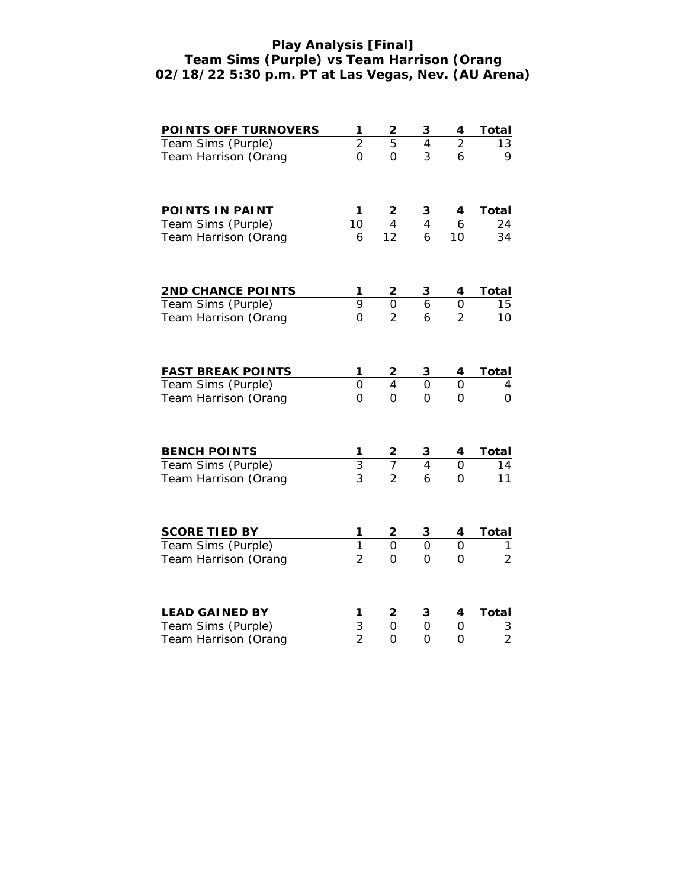**Play Analysis [Final]**
**Team Sims (Purple) vs Team Harrison (Orang**
**02/18/22 5:30 p.m. PT at Las Vegas, Nev. (AU Arena)**

| POINTS OFF TURNOVERS | 1 | 2 | 3 | 4 | Total |
|---|---|---|---|---|---|
| Team Sims (Purple) | 2 | 5 | 4 | 2 | 13 |
| Team Harrison (Orang | 0 | 0 | 3 | 6 | 9 |

| POINTS IN PAINT | 1 | 2 | 3 | 4 | Total |
|---|---|---|---|---|---|
| Team Sims (Purple) | 10 | 4 | 4 | 6 | 24 |
| Team Harrison (Orang | 6 | 12 | 6 | 10 | 34 |

| 2ND CHANCE POINTS | 1 | 2 | 3 | 4 | Total |
|---|---|---|---|---|---|
| Team Sims (Purple) | 9 | 0 | 6 | 0 | 15 |
| Team Harrison (Orang | 0 | 2 | 6 | 2 | 10 |

| FAST BREAK POINTS | 1 | 2 | 3 | 4 | Total |
|---|---|---|---|---|---|
| Team Sims (Purple) | 0 | 4 | 0 | 0 | 4 |
| Team Harrison (Orang | 0 | 0 | 0 | 0 | 0 |

| BENCH POINTS | 1 | 2 | 3 | 4 | Total |
|---|---|---|---|---|---|
| Team Sims (Purple) | 3 | 7 | 4 | 0 | 14 |
| Team Harrison (Orang | 3 | 2 | 6 | 0 | 11 |

| SCORE TIED BY | 1 | 2 | 3 | 4 | Total |
|---|---|---|---|---|---|
| Team Sims (Purple) | 1 | 0 | 0 | 0 | 1 |
| Team Harrison (Orang | 2 | 0 | 0 | 0 | 2 |

| LEAD GAINED BY | 1 | 2 | 3 | 4 | Total |
|---|---|---|---|---|---|
| Team Sims (Purple) | 3 | 0 | 0 | 0 | 3 |
| Team Harrison (Orang | 2 | 0 | 0 | 0 | 2 |